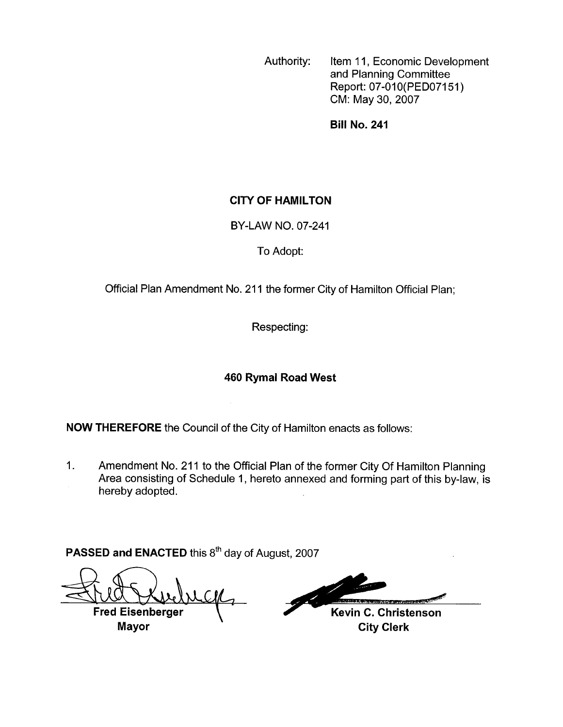Authority: Item 11, Economic Development and Planning Committee Report: 07-010(PED07151) CM: May 30, 2007

**Bill No. 241**

**CITY OF HAMILTON**

BY-LAW NO. 07-241

To Adopt:

Official Plan Amendment No. 211 the former City of Hamilton Official Plan;

Respecting:

**460 Rymal Road West**

**NOW THEREFORE** the Council of the City of Hamilton enacts as follows:

1. Amendment No. 211 to the Official Plan of the former City Of Hamilton Planning Area consisting of Schedule 1, hereto annexed and forming part of this by-law, is hereby adopted.

**PASSED and ENACTED** this 8th day of August, 2007

**Fred Eisenberger**
**Mayor**

**Kevin C. Christenson**
**City Clerk**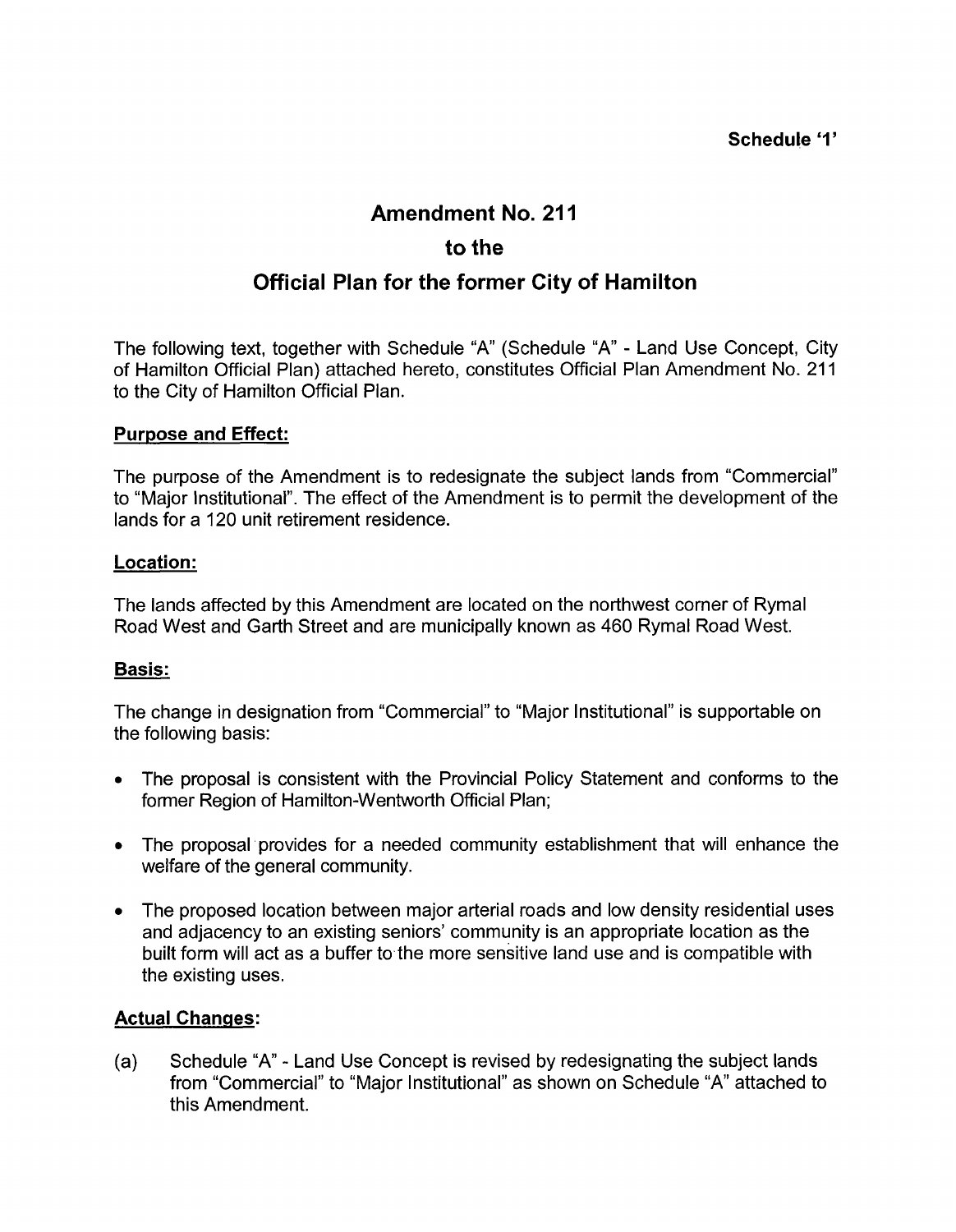**Schedule '1'**

# Amendment No. 211

# to the

# Official Plan for the former City of Hamilton

The following text, together with Schedule "A" (Schedule "A" - Land Use Concept, City of Hamilton Official Plan) attached hereto, constitutes Official Plan Amendment No. 211 to the City of Hamilton Official Plan.

## Purpose and Effect:

The purpose of the Amendment is to redesignate the subject lands from "Commercial" to "Major Institutional". The effect of the Amendment is to permit the development of the lands for a 120 unit retirement residence.

## Location:

The lands affected by this Amendment are located on the northwest corner of Rymal Road West and Garth Street and are municipally known as 460 Rymal Road West.

## Basis:

The change in designation from "Commercial" to "Major Institutional" is supportable on the following basis:

- The proposal is consistent with the Provincial Policy Statement and conforms to the former Region of Hamilton-Wentworth Official Plan;
- The proposal provides for a needed community establishment that will enhance the welfare of the general community.
- The proposed location between major arterial roads and low density residential uses and adjacency to an existing seniors' community is an appropriate location as the built form will act as a buffer to the more sensitive land use and is compatible with the existing uses.

## Actual Changes:

(a) Schedule "A" - Land Use Concept is revised by redesignating the subject lands from "Commercial" to "Major Institutional" as shown on Schedule "A" attached to this Amendment.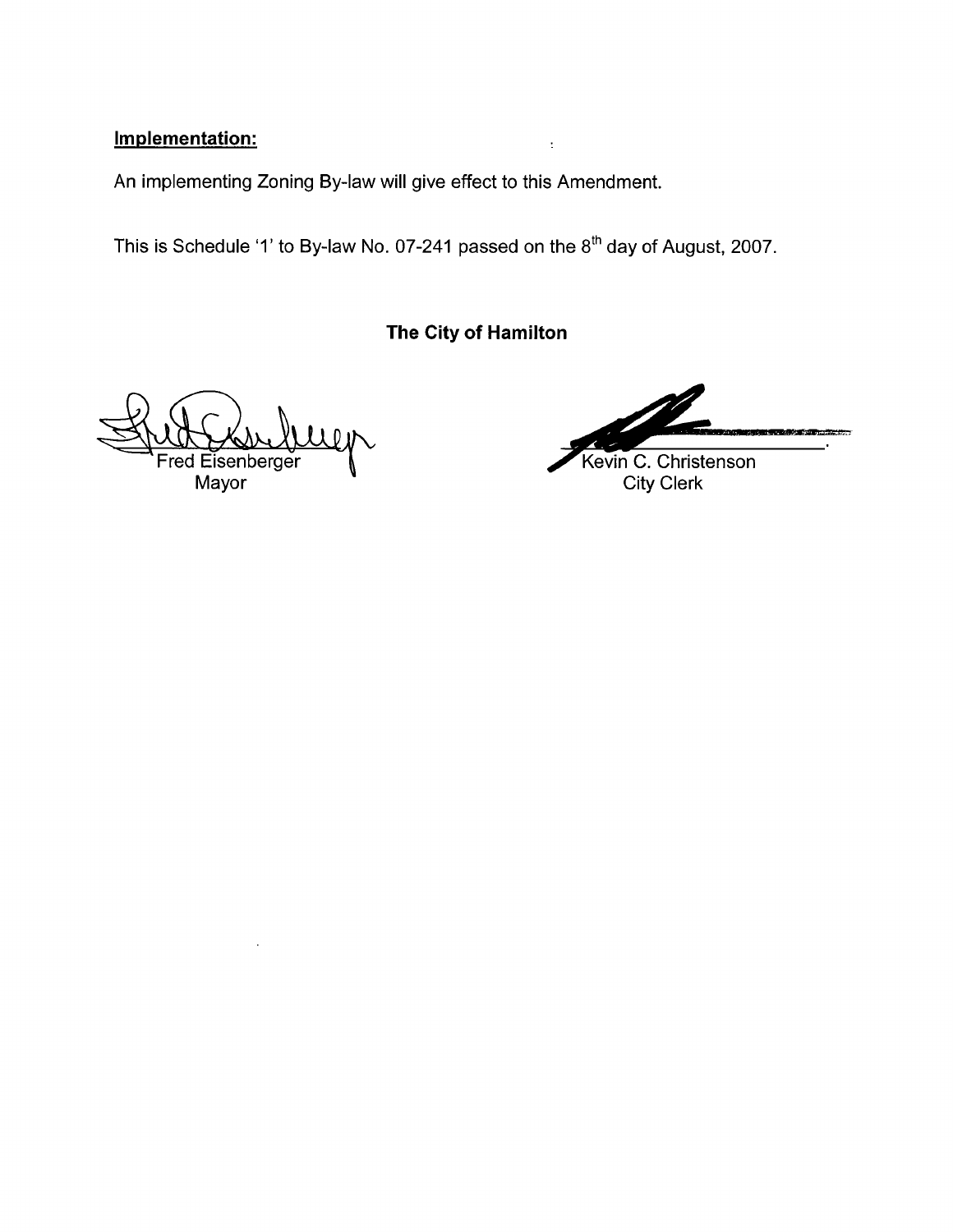**Implementation:**

An implementing Zoning By-law will give effect to this Amendment.

This is Schedule '1' to By-law No. 07-241 passed on the 8th day of August, 2007.

**The City of Hamilton**

| | |
|---|---|
| Fred Eisenberger | Kevin C. Christenson |
| Mayor | City Clerk |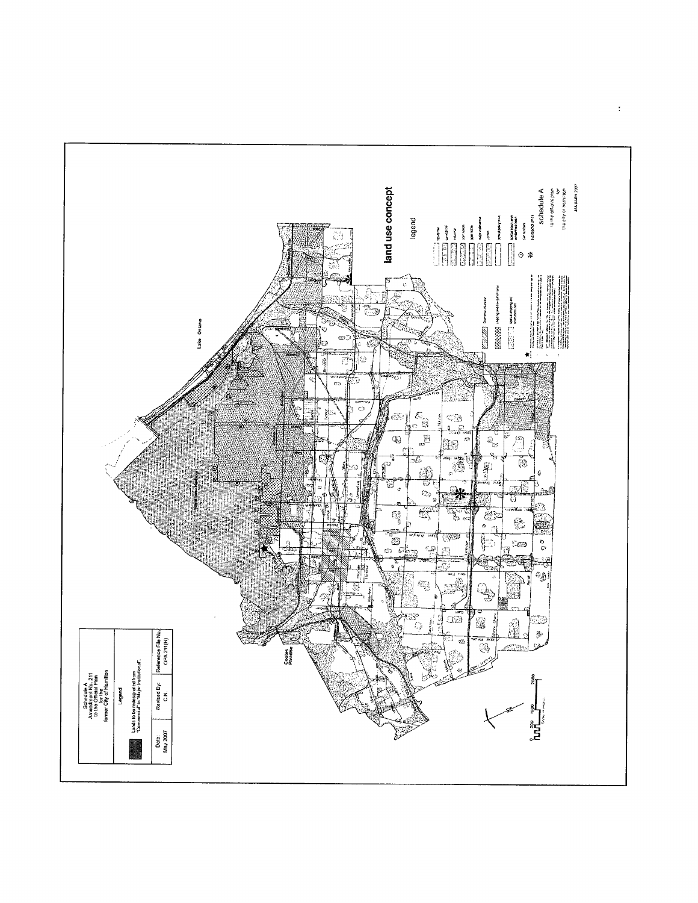Schedule A
Amendment No. 211
to the Official Plan
for the
former City of Hamilton

Legend

Lands to be redesignated from "Commercial" to "Major Institutional".

| Date: | Revised By: | Reference File No. |
|---|---|---|
| May 2007 | C.N. | OPA 211(H) |

Lake Ontario

Hamilton Harbour

Cootes Paradise

0 500 1000 2000

land use concept

legend

Downtown Hamilton

schedule A

to the official plan for the city of hamilton

JANUARY 2007